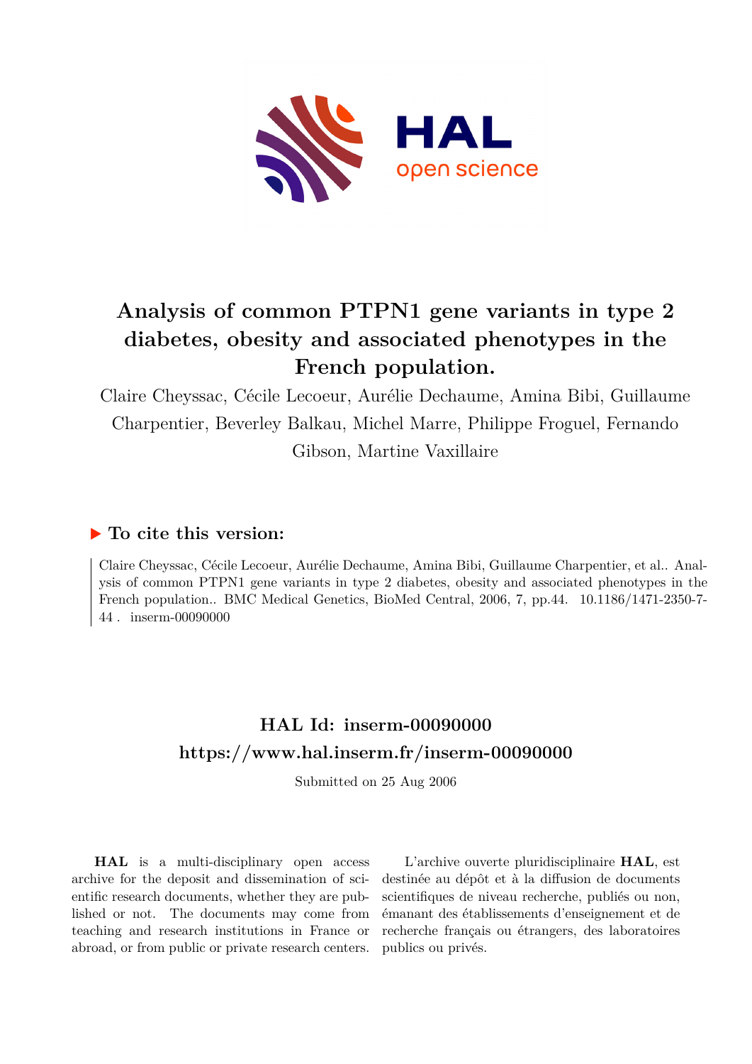# Analysis of common PTPN1 gene variants in type 2 diabetes, obesity and associated phenotypes in the French population.

Claire Cheyssac, Cécile Lecoeur, Aurélie Dechaume, Amina Bibi, Guillaume Charpentier, Beverley Balkau, Michel Marre, Philippe Froguel, Fernando Gibson, Martine Vaxillaire

## To cite this version:

Claire Cheyssac, Cécile Lecoeur, Aurélie Dechaume, Amina Bibi, Guillaume Charpentier, et al.. Analysis of common PTPN1 gene variants in type 2 diabetes, obesity and associated phenotypes in the French population.. BMC Medical Genetics, BioMed Central, 2006, 7, pp.44. 10.1186/1471-2350-7-44 . inserm-00090000

## HAL Id: inserm-00090000
## https://www.hal.inserm.fr/inserm-00090000

Submitted on 25 Aug 2006

**HAL** is a multi-disciplinary open access archive for the deposit and dissemination of scientific research documents, whether they are published or not. The documents may come from teaching and research institutions in France or abroad, or from public or private research centers.

L'archive ouverte pluridisciplinaire **HAL**, est destinée au dépôt et à la diffusion de documents scientifiques de niveau recherche, publiés ou non, émanant des établissements d'enseignement et de recherche français ou étrangers, des laboratoires publics ou privés.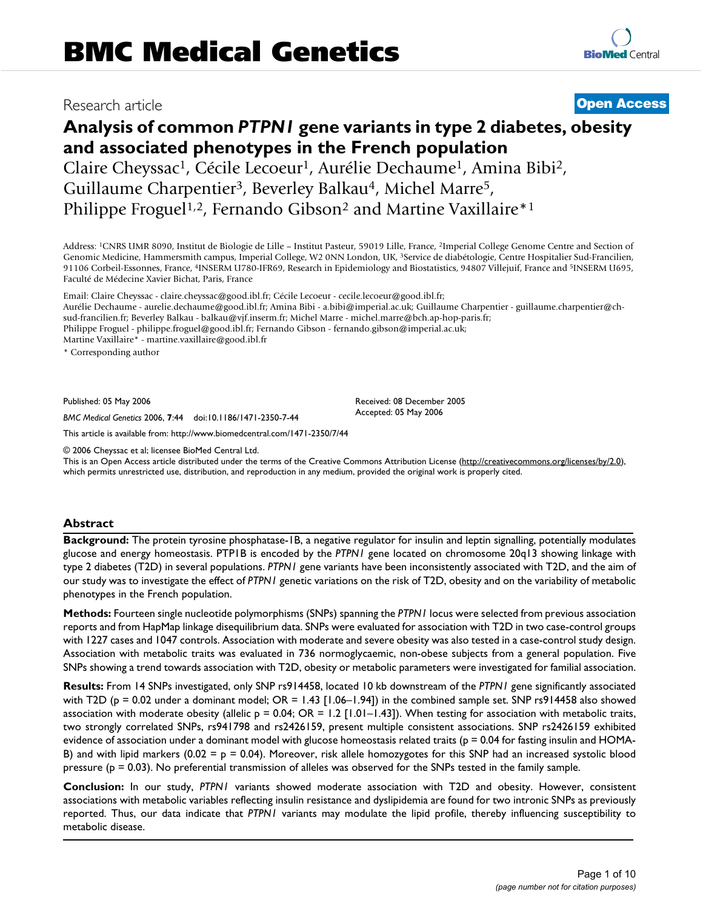# Analysis of common *PTPN1* gene variants in type 2 diabetes, obesity and associated phenotypes in the French population

Claire Cheyssac[1], Cécile Lecoeur[1], Aurélie Dechaume[1], Amina Bibi[2], Guillaume Charpentier[3], Beverley Balkau[4], Michel Marre[5], Philippe Froguel[1,2], Fernando Gibson[2] and Martine Vaxillaire*[1]

Address: [1]CNRS UMR 8090, Institut de Biologie de Lille – Institut Pasteur, 59019 Lille, France, [2]Imperial College Genome Centre and Section of Genomic Medicine, Hammersmith campus, Imperial College, W2 0NN London, UK, [3]Service de diabétologie, Centre Hospitalier Sud-Francilien, 91106 Corbeil-Essonnes, France, [4]INSERM U780-IFR69, Research in Epidemiology and Biostatistics, 94807 Villejuif, France and [5]INSERM U695, Faculté de Médecine Xavier Bichat, Paris, France

Email: Claire Cheyssac - claire.cheyssac@good.ibl.fr; Cécile Lecoeur - cecile.lecoeur@good.ibl.fr; Aurélie Dechaume - aurelie.dechaume@good.ibl.fr; Amina Bibi - a.bibi@imperial.ac.uk; Guillaume Charpentier - guillaume.charpentier@ch-sud-francilien.fr; Beverley Balkau - balkau@vjf.inserm.fr; Michel Marre - michel.marre@bch.ap-hop-paris.fr; Philippe Froguel - philippe.froguel@good.ibl.fr; Fernando Gibson - fernando.gibson@imperial.ac.uk; Martine Vaxillaire* - martine.vaxillaire@good.ibl.fr

* Corresponding author

Published: 05 May 2006

*BMC Medical Genetics* 2006, **7**:44 doi:10.1186/1471-2350-7-44

Received: 08 December 2005
Accepted: 05 May 2006

This article is available from: http://www.biomedcentral.com/1471-2350/7/44

© 2006 Cheyssac et al; licensee BioMed Central Ltd.
This is an Open Access article distributed under the terms of the Creative Commons Attribution License (http://creativecommons.org/licenses/by/2.0), which permits unrestricted use, distribution, and reproduction in any medium, provided the original work is properly cited.

## Abstract

**Background:** The protein tyrosine phosphatase-1B, a negative regulator for insulin and leptin signalling, potentially modulates glucose and energy homeostasis. PTP1B is encoded by the *PTPN1* gene located on chromosome 20q13 showing linkage with type 2 diabetes (T2D) in several populations. *PTPN1* gene variants have been inconsistently associated with T2D, and the aim of our study was to investigate the effect of *PTPN1* genetic variations on the risk of T2D, obesity and on the variability of metabolic phenotypes in the French population.

**Methods:** Fourteen single nucleotide polymorphisms (SNPs) spanning the *PTPN1* locus were selected from previous association reports and from HapMap linkage disequilibrium data. SNPs were evaluated for association with T2D in two case-control groups with 1227 cases and 1047 controls. Association with moderate and severe obesity was also tested in a case-control study design. Association with metabolic traits was evaluated in 736 normoglycaemic, non-obese subjects from a general population. Five SNPs showing a trend towards association with T2D, obesity or metabolic parameters were investigated for familial association.

**Results:** From 14 SNPs investigated, only SNP rs914458, located 10 kb downstream of the *PTPN1* gene significantly associated with T2D ($p = 0.02$ under a dominant model; OR = 1.43 [1.06–1.94]) in the combined sample set. SNP rs914458 also showed association with moderate obesity (allelic $p = 0.04$; OR = 1.2 [1.01–1.43]). When testing for association with metabolic traits, two strongly correlated SNPs, rs941798 and rs2426159, present multiple consistent associations. SNP rs2426159 exhibited evidence of association under a dominant model with glucose homeostasis related traits ($p = 0.04$ for fasting insulin and HOMA-B) and with lipid markers ($0.02 = p = 0.04$). Moreover, risk allele homozygotes for this SNP had an increased systolic blood pressure ($p = 0.03$). No preferential transmission of alleles was observed for the SNPs tested in the family sample.

**Conclusion:** In our study, *PTPN1* variants showed moderate association with T2D and obesity. However, consistent associations with metabolic variables reflecting insulin resistance and dyslipidemia are found for two intronic SNPs as previously reported. Thus, our data indicate that *PTPN1* variants may modulate the lipid profile, thereby influencing susceptibility to metabolic disease.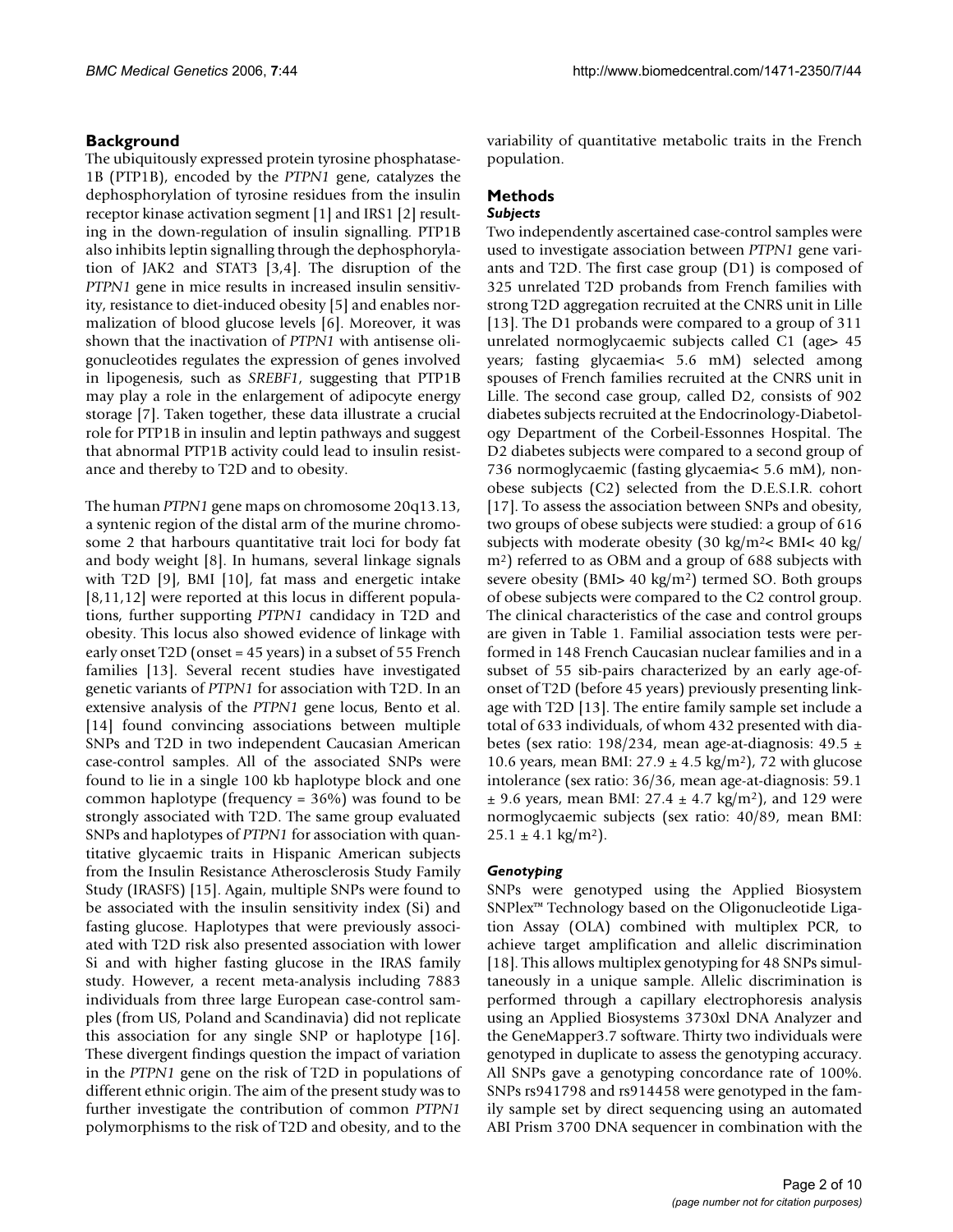## Background

The ubiquitously expressed protein tyrosine phosphatase-1B (PTP1B), encoded by the *PTPN1* gene, catalyzes the dephosphorylation of tyrosine residues from the insulin receptor kinase activation segment [1] and IRS1 [2] resulting in the down-regulation of insulin signalling. PTP1B also inhibits leptin signalling through the dephosphorylation of JAK2 and STAT3 [3,4]. The disruption of the *PTPN1* gene in mice results in increased insulin sensitivity, resistance to diet-induced obesity [5] and enables normalization of blood glucose levels [6]. Moreover, it was shown that the inactivation of *PTPN1* with antisense oligonucleotides regulates the expression of genes involved in lipogenesis, such as *SREBF1*, suggesting that PTP1B may play a role in the enlargement of adipocyte energy storage [7]. Taken together, these data illustrate a crucial role for PTP1B in insulin and leptin pathways and suggest that abnormal PTP1B activity could lead to insulin resistance and thereby to T2D and to obesity.

The human *PTPN1* gene maps on chromosome 20q13.13, a syntenic region of the distal arm of the murine chromosome 2 that harbours quantitative trait loci for body fat and body weight [8]. In humans, several linkage signals with T2D [9], BMI [10], fat mass and energetic intake [8,11,12] were reported at this locus in different populations, further supporting *PTPN1* candidacy in T2D and obesity. This locus also showed evidence of linkage with early onset T2D (onset = 45 years) in a subset of 55 French families [13]. Several recent studies have investigated genetic variants of *PTPN1* for association with T2D. In an extensive analysis of the *PTPN1* gene locus, Bento et al. [14] found convincing associations between multiple SNPs and T2D in two independent Caucasian American case-control samples. All of the associated SNPs were found to lie in a single 100 kb haplotype block and one common haplotype (frequency = 36%) was found to be strongly associated with T2D. The same group evaluated SNPs and haplotypes of *PTPN1* for association with quantitative glycaemic traits in Hispanic American subjects from the Insulin Resistance Atherosclerosis Study Family Study (IRASFS) [15]. Again, multiple SNPs were found to be associated with the insulin sensitivity index (Si) and fasting glucose. Haplotypes that were previously associated with T2D risk also presented association with lower Si and with higher fasting glucose in the IRAS family study. However, a recent meta-analysis including 7883 individuals from three large European case-control samples (from US, Poland and Scandinavia) did not replicate this association for any single SNP or haplotype [16]. These divergent findings question the impact of variation in the *PTPN1* gene on the risk of T2D in populations of different ethnic origin. The aim of the present study was to further investigate the contribution of common *PTPN1* polymorphisms to the risk of T2D and obesity, and to the variability of quantitative metabolic traits in the French population.

## Methods

### Subjects

Two independently ascertained case-control samples were used to investigate association between *PTPN1* gene variants and T2D. The first case group (D1) is composed of 325 unrelated T2D probands from French families with strong T2D aggregation recruited at the CNRS unit in Lille [13]. The D1 probands were compared to a group of 311 unrelated normoglycaemic subjects called C1 (age> 45 years; fasting glycaemia< 5.6 mM) selected among spouses of French families recruited at the CNRS unit in Lille. The second case group, called D2, consists of 902 diabetes subjects recruited at the Endocrinology-Diabetology Department of the Corbeil-Essonnes Hospital. The D2 diabetes subjects were compared to a second group of 736 normoglycaemic (fasting glycaemia< 5.6 mM), non-obese subjects (C2) selected from the D.E.S.I.R. cohort [17]. To assess the association between SNPs and obesity, two groups of obese subjects were studied: a group of 616 subjects with moderate obesity (30 kg/m$^2$< BMI< 40 kg/m$^2$) referred to as OBM and a group of 688 subjects with severe obesity (BMI> 40 kg/m$^2$) termed SO. Both groups of obese subjects were compared to the C2 control group. The clinical characteristics of the case and control groups are given in Table 1. Familial association tests were performed in 148 French Caucasian nuclear families and in a subset of 55 sib-pairs characterized by an early age-of-onset of T2D (before 45 years) previously presenting linkage with T2D [13]. The entire family sample set include a total of 633 individuals, of whom 432 presented with diabetes (sex ratio: 198/234, mean age-at-diagnosis: 49.5 ± 10.6 years, mean BMI: 27.9 ± 4.5 kg/m$^2$), 72 with glucose intolerance (sex ratio: 36/36, mean age-at-diagnosis: 59.1 ± 9.6 years, mean BMI: 27.4 ± 4.7 kg/m$^2$), and 129 were normoglycaemic subjects (sex ratio: 40/89, mean BMI: 25.1 ± 4.1 kg/m$^2$).

### Genotyping

SNPs were genotyped using the Applied Biosystem SNPlex™ Technology based on the Oligonucleotide Ligation Assay (OLA) combined with multiplex PCR, to achieve target amplification and allelic discrimination [18]. This allows multiplex genotyping for 48 SNPs simultaneously in a unique sample. Allelic discrimination is performed through a capillary electrophoresis analysis using an Applied Biosystems 3730xl DNA Analyzer and the GeneMapper3.7 software. Thirty two individuals were genotyped in duplicate to assess the genotyping accuracy. All SNPs gave a genotyping concordance rate of 100%. SNPs rs941798 and rs914458 were genotyped in the family sample set by direct sequencing using an automated ABI Prism 3700 DNA sequencer in combination with the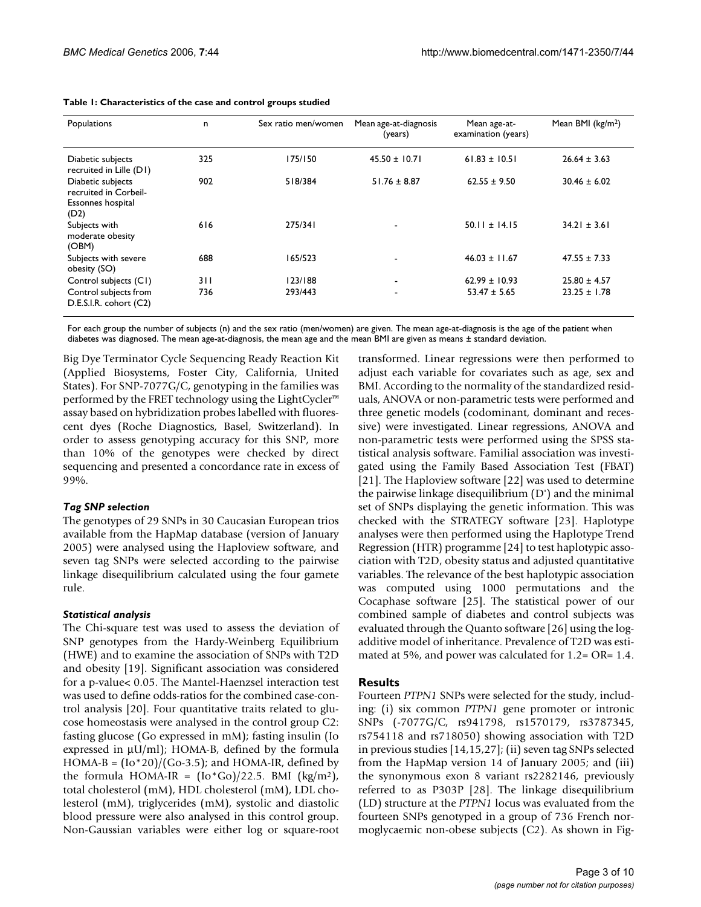**Table 1: Characteristics of the case and control groups studied**

| Populations | n | Sex ratio men/women | Mean age-at-diagnosis (years) | Mean age-at-examination (years) | Mean BMI (kg/m$^2$) |
|---|---|---|---|---|---|
| Diabetic subjects recruited in Lille (D1) | 325 | 175/150 | 45.50 ± 10.71 | 61.83 ± 10.51 | 26.64 ± 3.63 |
| Diabetic subjects recruited in Corbeil-Essonnes hospital (D2) | 902 | 518/384 | 51.76 ± 8.87 | 62.55 ± 9.50 | 30.46 ± 6.02 |
| Subjects with moderate obesity (OBM) | 616 | 275/341 | - | 50.11 ± 14.15 | 34.21 ± 3.61 |
| Subjects with severe obesity (SO) | 688 | 165/523 | - | 46.03 ± 11.67 | 47.55 ± 7.33 |
| Control subjects (C1) | 311 | 123/188 | - | 62.99 ± 10.93 | 25.80 ± 4.57 |
| Control subjects from D.E.S.I.R. cohort (C2) | 736 | 293/443 | - | 53.47 ± 5.65 | 23.25 ± 1.78 |

For each group the number of subjects (n) and the sex ratio (men/women) are given. The mean age-at-diagnosis is the age of the patient when diabetes was diagnosed. The mean age-at-diagnosis, the mean age and the mean BMI are given as means ± standard deviation.

Big Dye Terminator Cycle Sequencing Ready Reaction Kit (Applied Biosystems, Foster City, California, United States). For SNP-7077G/C, genotyping in the families was performed by the FRET technology using the LightCycler™ assay based on hybridization probes labelled with fluorescent dyes (Roche Diagnostics, Basel, Switzerland). In order to assess genotyping accuracy for this SNP, more than 10% of the genotypes were checked by direct sequencing and presented a concordance rate in excess of 99%.

### *Tag SNP selection*

The genotypes of 29 SNPs in 30 Caucasian European trios available from the HapMap database (version of January 2005) were analysed using the Haploview software, and seven tag SNPs were selected according to the pairwise linkage disequilibrium calculated using the four gamete rule.

### *Statistical analysis*

The Chi-square test was used to assess the deviation of SNP genotypes from the Hardy-Weinberg Equilibrium (HWE) and to examine the association of SNPs with T2D and obesity [19]. Significant association was considered for a p-value< 0.05. The Mantel-Haenzsel interaction test was used to define odds-ratios for the combined case-control analysis [20]. Four quantitative traits related to glucose homeostasis were analysed in the control group C2: fasting glucose (Go expressed in mM); fasting insulin (Io expressed in μU/ml); HOMA-B, defined by the formula HOMA-B = (Io*20)/(Go-3.5); and HOMA-IR, defined by the formula HOMA-IR = (Io*Go)/22.5. BMI (kg/m$^2$), total cholesterol (mM), HDL cholesterol (mM), LDL cholesterol (mM), triglycerides (mM), systolic and diastolic blood pressure were also analysed in this control group. Non-Gaussian variables were either log or square-root transformed. Linear regressions were then performed to adjust each variable for covariates such as age, sex and BMI. According to the normality of the standardized residuals, ANOVA or non-parametric tests were performed and three genetic models (codominant, dominant and recessive) were investigated. Linear regressions, ANOVA and non-parametric tests were performed using the SPSS statistical analysis software. Familial association was investigated using the Family Based Association Test (FBAT) [21]. The Haploview software [22] was used to determine the pairwise linkage disequilibrium (D') and the minimal set of SNPs displaying the genetic information. This was checked with the STRATEGY software [23]. Haplotype analyses were then performed using the Haplotype Trend Regression (HTR) programme [24] to test haplotypic association with T2D, obesity status and adjusted quantitative variables. The relevance of the best haplotypic association was computed using 1000 permutations and the Cocaphase software [25]. The statistical power of our combined sample of diabetes and control subjects was evaluated through the Quanto software [26] using the log-additive model of inheritance. Prevalence of T2D was estimated at 5%, and power was calculated for 1.2= OR= 1.4.

## Results

Fourteen *PTPN1* SNPs were selected for the study, including: (i) six common *PTPN1* gene promoter or intronic SNPs (-7077G/C, rs941798, rs1570179, rs3787345, rs754118 and rs718050) showing association with T2D in previous studies [14,15,27]; (ii) seven tag SNPs selected from the HapMap version 14 of January 2005; and (iii) the synonymous exon 8 variant rs2282146, previously referred to as P303P [28]. The linkage disequilibrium (LD) structure at the *PTPN1* locus was evaluated from the fourteen SNPs genotyped in a group of 736 French normoglycaemic non-obese subjects (C2). As shown in Fig-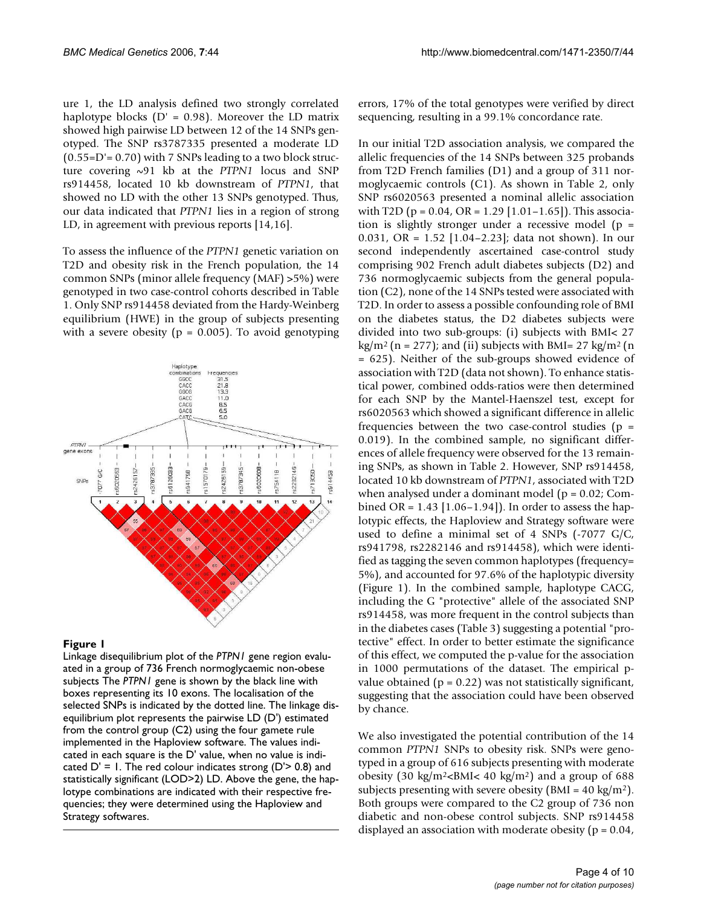ure 1, the LD analysis defined two strongly correlated haplotype blocks (D' = 0.98). Moreover the LD matrix showed high pairwise LD between 12 of the 14 SNPs genotyped. The SNP rs3787335 presented a moderate LD (0.55=D'= 0.70) with 7 SNPs leading to a two block structure covering ~91 kb at the *PTPN1* locus and SNP rs914458, located 10 kb downstream of *PTPN1*, that showed no LD with the other 13 SNPs genotyped. Thus, our data indicated that *PTPN1* lies in a region of strong LD, in agreement with previous reports [14,16].

To assess the influence of the *PTPN1* genetic variation on T2D and obesity risk in the French population, the 14 common SNPs (minor allele frequency (MAF) >5%) were genotyped in two case-control cohorts described in Table 1. Only SNP rs914458 deviated from the Hardy-Weinberg equilibrium (HWE) in the group of subjects presenting with a severe obesity (p = 0.005). To avoid genotyping errors, 17% of the total genotypes were verified by direct sequencing, resulting in a 99.1% concordance rate.

**Figure 1**

Linkage disequilibrium plot of the *PTPN1* gene region evaluated in a group of 736 French normoglycaemic non-obese subjects The *PTPN1* gene is shown by the black line with boxes representing its 10 exons. The localisation of the selected SNPs is indicated by the dotted line. The linkage disequilibrium plot represents the pairwise LD (D') estimated from the control group (C2) using the four gamete rule implemented in the Haploview software. The values indicated in each square is the D' value, when no value is indicated D' = 1. The red colour indicates strong (D'> 0.8) and statistically significant (LOD>2) LD. Above the gene, the haplotype combinations are indicated with their respective frequencies; they were determined using the Haploview and Strategy softwares.

In our initial T2D association analysis, we compared the allelic frequencies of the 14 SNPs between 325 probands from T2D French families (D1) and a group of 311 normoglycaemic controls (C1). As shown in Table 2, only SNP rs6020563 presented a nominal allelic association with T2D (p = 0.04, OR = 1.29 [1.01–1.65]). This association is slightly stronger under a recessive model (p = 0.031, OR = 1.52 [1.04–2.23]; data not shown). In our second independently ascertained case-control study comprising 902 French adult diabetes subjects (D2) and 736 normoglycaemic subjects from the general population (C2), none of the 14 SNPs tested were associated with T2D. In order to assess a possible confounding role of BMI on the diabetes status, the D2 diabetes subjects were divided into two sub-groups: (i) subjects with BMI< 27 $kg/m^2$ (n = 277); and (ii) subjects with BMI= 27 $kg/m^2$ (n = 625). Neither of the sub-groups showed evidence of association with T2D (data not shown). To enhance statistical power, combined odds-ratios were then determined for each SNP by the Mantel-Haenszel test, except for rs6020563 which showed a significant difference in allelic frequencies between the two case-control studies (p = 0.019). In the combined sample, no significant differences of allele frequency were observed for the 13 remaining SNPs, as shown in Table 2. However, SNP rs914458, located 10 kb downstream of *PTPN1*, associated with T2D when analysed under a dominant model (p = 0.02; Combined OR = 1.43 [1.06–1.94]). In order to assess the haplotypic effects, the Haploview and Strategy software were used to define a minimal set of 4 SNPs (-7077 G/C, rs941798, rs2282146 and rs914458), which were identified as tagging the seven common haplotypes (frequency= 5%), and accounted for 97.6% of the haplotypic diversity (Figure 1). In the combined sample, haplotype CACG, including the G "protective" allele of the associated SNP rs914458, was more frequent in the control subjects than in the diabetes cases (Table 3) suggesting a potential "protective" effect. In order to better estimate the significance of this effect, we computed the p-value for the association in 1000 permutations of the dataset. The empirical p-value obtained (p = 0.22) was not statistically significant, suggesting that the association could have been observed by chance.

We also investigated the potential contribution of the 14 common *PTPN1* SNPs to obesity risk. SNPs were genotyped in a group of 616 subjects presenting with moderate obesity (30 $kg/m^2$<BMI< 40 $kg/m^2$) and a group of 688 subjects presenting with severe obesity (BMI = 40 $kg/m^2$). Both groups were compared to the C2 group of 736 non diabetic and non-obese control subjects. SNP rs914458 displayed an association with moderate obesity (p = 0.04,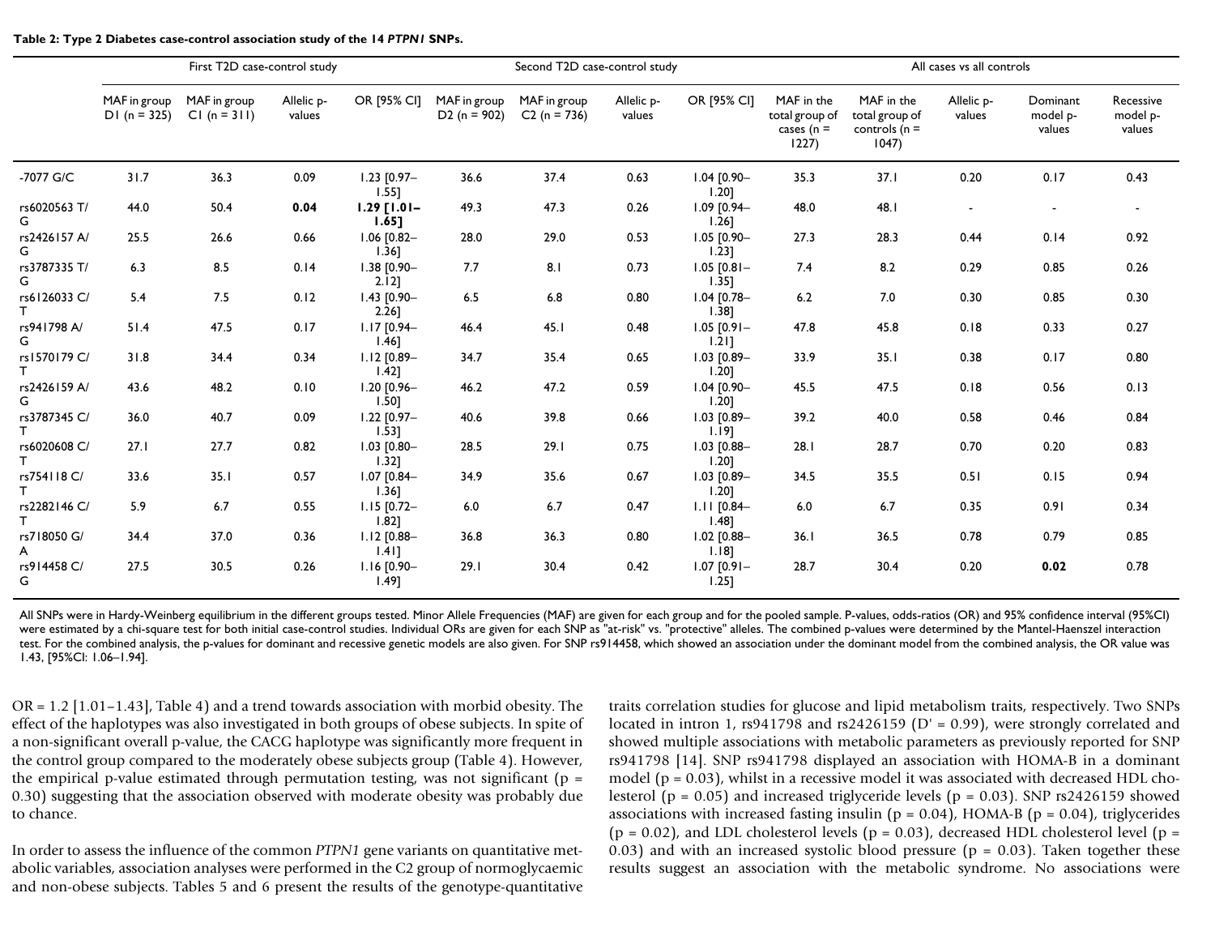**Table 2: Type 2 Diabetes case-control association study of the 14 *PTPN1* SNPs.**

| | First T2D case-control study | | | | Second T2D case-control study | | | | All cases vs all controls | | | | |
|---|---|---|---|---|---|---|---|---|---|---|---|---|---|
| | MAF in group D1 (n = 325) | MAF in group C1 (n = 311) | Allelic p-values | OR [95% CI] | MAF in group D2 (n = 902) | MAF in group C2 (n = 736) | Allelic p-values | OR [95% CI] | MAF in the total group of cases (n = 1227) | MAF in the total group of controls (n = 1047) | Allelic p-values | Dominant model p-values | Recessive model p-values |
| -7077 G/C | 31.7 | 36.3 | 0.09 | 1.23 [0.97–1.55] | 36.6 | 37.4 | 0.63 | 1.04 [0.90–1.20] | 35.3 | 37.1 | 0.20 | 0.17 | 0.43 |
| rs6020563 T/G | 44.0 | 50.4 | **0.04** | **1.29 [1.01–1.65]** | 49.3 | 47.3 | 0.26 | 1.09 [0.94–1.26] | 48.0 | 48.1 | - | - | - |
| rs2426157 A/G | 25.5 | 26.6 | 0.66 | 1.06 [0.82–1.36] | 28.0 | 29.0 | 0.53 | 1.05 [0.90–1.23] | 27.3 | 28.3 | 0.44 | 0.14 | 0.92 |
| rs3787335 T/G | 6.3 | 8.5 | 0.14 | 1.38 [0.90–2.12] | 7.7 | 8.1 | 0.73 | 1.05 [0.81–1.35] | 7.4 | 8.2 | 0.29 | 0.85 | 0.26 |
| rs6126033 C/T | 5.4 | 7.5 | 0.12 | 1.43 [0.90–2.26] | 6.5 | 6.8 | 0.80 | 1.04 [0.78–1.38] | 6.2 | 7.0 | 0.30 | 0.85 | 0.30 |
| rs941798 A/G | 51.4 | 47.5 | 0.17 | 1.17 [0.94–1.46] | 46.4 | 45.1 | 0.48 | 1.05 [0.91–1.21] | 47.8 | 45.8 | 0.18 | 0.33 | 0.27 |
| rs1570179 C/T | 31.8 | 34.4 | 0.34 | 1.12 [0.89–1.42] | 34.7 | 35.4 | 0.65 | 1.03 [0.89–1.20] | 33.9 | 35.1 | 0.38 | 0.17 | 0.80 |
| rs2426159 A/G | 43.6 | 48.2 | 0.10 | 1.20 [0.96–1.50] | 46.2 | 47.2 | 0.59 | 1.04 [0.90–1.20] | 45.5 | 47.5 | 0.18 | 0.56 | 0.13 |
| rs3787345 C/T | 36.0 | 40.7 | 0.09 | 1.22 [0.97–1.53] | 40.6 | 39.8 | 0.66 | 1.03 [0.89–1.19] | 39.2 | 40.0 | 0.58 | 0.46 | 0.84 |
| rs6020608 C/T | 27.1 | 27.7 | 0.82 | 1.03 [0.80–1.32] | 28.5 | 29.1 | 0.75 | 1.03 [0.88–1.20] | 28.1 | 28.7 | 0.70 | 0.20 | 0.83 |
| rs754118 C/T | 33.6 | 35.1 | 0.57 | 1.07 [0.84–1.36] | 34.9 | 35.6 | 0.67 | 1.03 [0.89–1.20] | 34.5 | 35.5 | 0.51 | 0.15 | 0.94 |
| rs2282146 C/T | 5.9 | 6.7 | 0.55 | 1.15 [0.72–1.82] | 6.0 | 6.7 | 0.47 | 1.11 [0.84–1.48] | 6.0 | 6.7 | 0.35 | 0.91 | 0.34 |
| rs718050 G/A | 34.4 | 37.0 | 0.36 | 1.12 [0.88–1.41] | 36.8 | 36.3 | 0.80 | 1.02 [0.88–1.18] | 36.1 | 36.5 | 0.78 | 0.79 | 0.85 |
| rs914458 C/G | 27.5 | 30.5 | 0.26 | 1.16 [0.90–1.49] | 29.1 | 30.4 | 0.42 | 1.07 [0.91–1.25] | 28.7 | 30.4 | 0.20 | **0.02** | 0.78 |

All SNPs were in Hardy-Weinberg equilibrium in the different groups tested. Minor Allele Frequencies (MAF) are given for each group and for the pooled sample. P-values, odds-ratios (OR) and 95% confidence interval (95%CI) were estimated by a chi-square test for both initial case-control studies. Individual ORs are given for each SNP as "at-risk" vs. "protective" alleles. The combined p-values were determined by the Mantel-Haenszel interaction test. For the combined analysis, the p-values for dominant and recessive genetic models are also given. For SNP rs914458, which showed an association under the dominant model from the combined analysis, the OR value was 1.43, [95%CI: 1.06–1.94].

OR = 1.2 [1.01–1.43], Table 4) and a trend towards association with morbid obesity. The effect of the haplotypes was also investigated in both groups of obese subjects. In spite of a non-significant overall p-value, the CACG haplotype was significantly more frequent in the control group compared to the moderately obese subjects group (Table 4). However, the empirical p-value estimated through permutation testing, was not significant ($p = 0.30$) suggesting that the association observed with moderate obesity was probably due to chance.

In order to assess the influence of the common *PTPN1* gene variants on quantitative metabolic variables, association analyses were performed in the C2 group of normoglycaemic and non-obese subjects. Tables 5 and 6 present the results of the genotype-quantitative traits correlation studies for glucose and lipid metabolism traits, respectively. Two SNPs located in intron 1, rs941798 and rs2426159 (D' = 0.99), were strongly correlated and showed multiple associations with metabolic parameters as previously reported for SNP rs941798 [14]. SNP rs941798 displayed an association with HOMA-B in a dominant model ($p = 0.03$), whilst in a recessive model it was associated with decreased HDL cholesterol ($p = 0.05$) and increased triglyceride levels ($p = 0.03$). SNP rs2426159 showed associations with increased fasting insulin ($p = 0.04$), HOMA-B ($p = 0.04$), triglycerides ($p = 0.02$), and LDL cholesterol levels ($p = 0.03$), decreased HDL cholesterol level ($p = 0.03$) and with an increased systolic blood pressure ($p = 0.03$). Taken together these results suggest an association with the metabolic syndrome. No associations were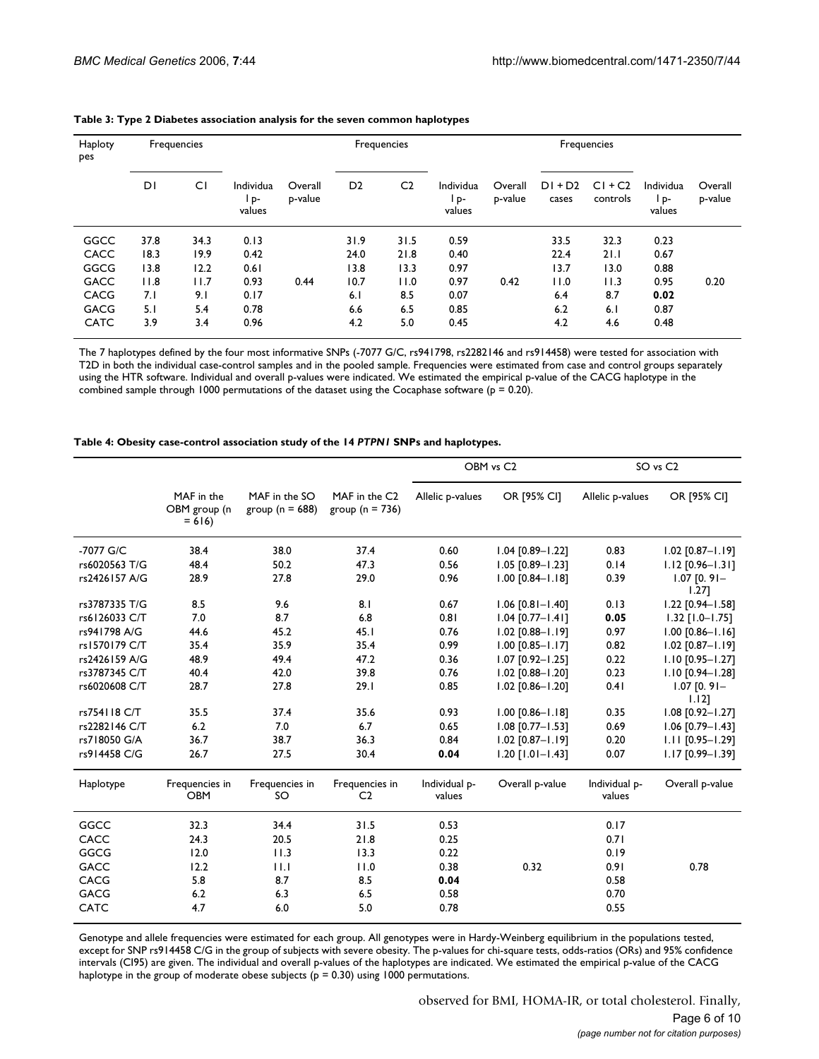**Table 3: Type 2 Diabetes association analysis for the seven common haplotypes**

| Haplotypes | Frequencies | | | | Frequencies | | | | Frequencies | | | |
|---|---|---|---|---|---|---|---|---|---|---|---|---|
| | D1 | C1 | Individual p-values | Overall p-value | D2 | C2 | Individual p-values | Overall p-value | D1 + D2 cases | C1 + C2 controls | Individual p-values | Overall p-value |
| GGCC | 37.8 | 34.3 | 0.13 | | 31.9 | 31.5 | 0.59 | | 33.5 | 32.3 | 0.23 | |
| CACC | 18.3 | 19.9 | 0.42 | | 24.0 | 21.8 | 0.40 | | 22.4 | 21.1 | 0.67 | |
| GGCG | 13.8 | 12.2 | 0.61 | | 13.8 | 13.3 | 0.97 | | 13.7 | 13.0 | 0.88 | |
| GACC | 11.8 | 11.7 | 0.93 | 0.44 | 10.7 | 11.0 | 0.97 | 0.42 | 11.0 | 11.3 | 0.95 | 0.20 |
| CACG | 7.1 | 9.1 | 0.17 | | 6.1 | 8.5 | 0.07 | | 6.4 | 8.7 | **0.02** | |
| GACG | 5.1 | 5.4 | 0.78 | | 6.6 | 6.5 | 0.85 | | 6.2 | 6.1 | 0.87 | |
| CATC | 3.9 | 3.4 | 0.96 | | 4.2 | 5.0 | 0.45 | | 4.2 | 4.6 | 0.48 | |

The 7 haplotypes defined by the four most informative SNPs (-7077 G/C, rs941798, rs2282146 and rs914458) were tested for association with T2D in both the individual case-control samples and in the pooled sample. Frequencies were estimated from case and control groups separately using the HTR software. Individual and overall p-values were indicated. We estimated the empirical p-value of the CACG haplotype in the combined sample through 1000 permutations of the dataset using the Cocaphase software (p = 0.20).

**Table 4: Obesity case-control association study of the 14 *PTPN1* SNPs and haplotypes.**

| | | | | OBM vs C2 | | SO vs C2 | |
|---|---|---|---|---|---|---|---|
| | MAF in the OBM group (n = 616) | MAF in the SO group (n = 688) | MAF in the C2 group (n = 736) | Allelic p-values | OR [95% CI] | Allelic p-values | OR [95% CI] |
| -7077 G/C | 38.4 | 38.0 | 37.4 | 0.60 | 1.04 [0.89–1.22] | 0.83 | 1.02 [0.87–1.19] |
| rs6020563 T/G | 48.4 | 50.2 | 47.3 | 0.56 | 1.05 [0.89–1.23] | 0.14 | 1.12 [0.96–1.31] |
| rs2426157 A/G | 28.9 | 27.8 | 29.0 | 0.96 | 1.00 [0.84–1.18] | 0.39 | 1.07 [0. 91–1.27] |
| rs3787335 T/G | 8.5 | 9.6 | 8.1 | 0.67 | 1.06 [0.81–1.40] | 0.13 | 1.22 [0.94–1.58] |
| rs6126033 C/T | 7.0 | 8.7 | 6.8 | 0.81 | 1.04 [0.77–1.41] | **0.05** | 1.32 [1.0–1.75] |
| rs941798 A/G | 44.6 | 45.2 | 45.1 | 0.76 | 1.02 [0.88–1.19] | 0.97 | 1.00 [0.86–1.16] |
| rs1570179 C/T | 35.4 | 35.9 | 35.4 | 0.99 | 1.00 [0.85–1.17] | 0.82 | 1.02 [0.87–1.19] |
| rs2426159 A/G | 48.9 | 49.4 | 47.2 | 0.36 | 1.07 [0.92–1.25] | 0.22 | 1.10 [0.95–1.27] |
| rs3787345 C/T | 40.4 | 42.0 | 39.8 | 0.76 | 1.02 [0.88–1.20] | 0.23 | 1.10 [0.94–1.28] |
| rs6020608 C/T | 28.7 | 27.8 | 29.1 | 0.85 | 1.02 [0.86–1.20] | 0.41 | 1.07 [0. 91–1.12] |
| rs754118 C/T | 35.5 | 37.4 | 35.6 | 0.93 | 1.00 [0.86–1.18] | 0.35 | 1.08 [0.92–1.27] |
| rs2282146 C/T | 6.2 | 7.0 | 6.7 | 0.65 | 1.08 [0.77–1.53] | 0.69 | 1.06 [0.79–1.43] |
| rs718050 G/A | 36.7 | 38.7 | 36.3 | 0.84 | 1.02 [0.87–1.19] | 0.20 | 1.11 [0.95–1.29] |
| rs914458 C/G | 26.7 | 27.5 | 30.4 | **0.04** | 1.20 [1.01–1.43] | 0.07 | 1.17 [0.99–1.39] |
| **Haplotype** | **Frequencies in OBM** | **Frequencies in SO** | **Frequencies in C2** | **Individual p-values** | **Overall p-value** | **Individual p-values** | **Overall p-value** |
| GGCC | 32.3 | 34.4 | 31.5 | 0.53 | | 0.17 | |
| CACC | 24.3 | 20.5 | 21.8 | 0.25 | | 0.71 | |
| GGCG | 12.0 | 11.3 | 13.3 | 0.22 | | 0.19 | |
| GACC | 12.2 | 11.1 | 11.0 | 0.38 | 0.32 | 0.91 | 0.78 |
| CACG | 5.8 | 8.7 | 8.5 | **0.04** | | 0.58 | |
| GACG | 6.2 | 6.3 | 6.5 | 0.58 | | 0.70 | |
| CATC | 4.7 | 6.0 | 5.0 | 0.78 | | 0.55 | |

Genotype and allele frequencies were estimated for each group. All genotypes were in Hardy-Weinberg equilibrium in the populations tested, except for SNP rs914458 C/G in the group of subjects with severe obesity. The p-values for chi-square tests, odds-ratios (ORs) and 95% confidence intervals (CI95) are given. The individual and overall p-values of the haplotypes are indicated. We estimated the empirical p-value of the CACG haplotype in the group of moderate obese subjects (p = 0.30) using 1000 permutations.

observed for BMI, HOMA-IR, or total cholesterol. Finally,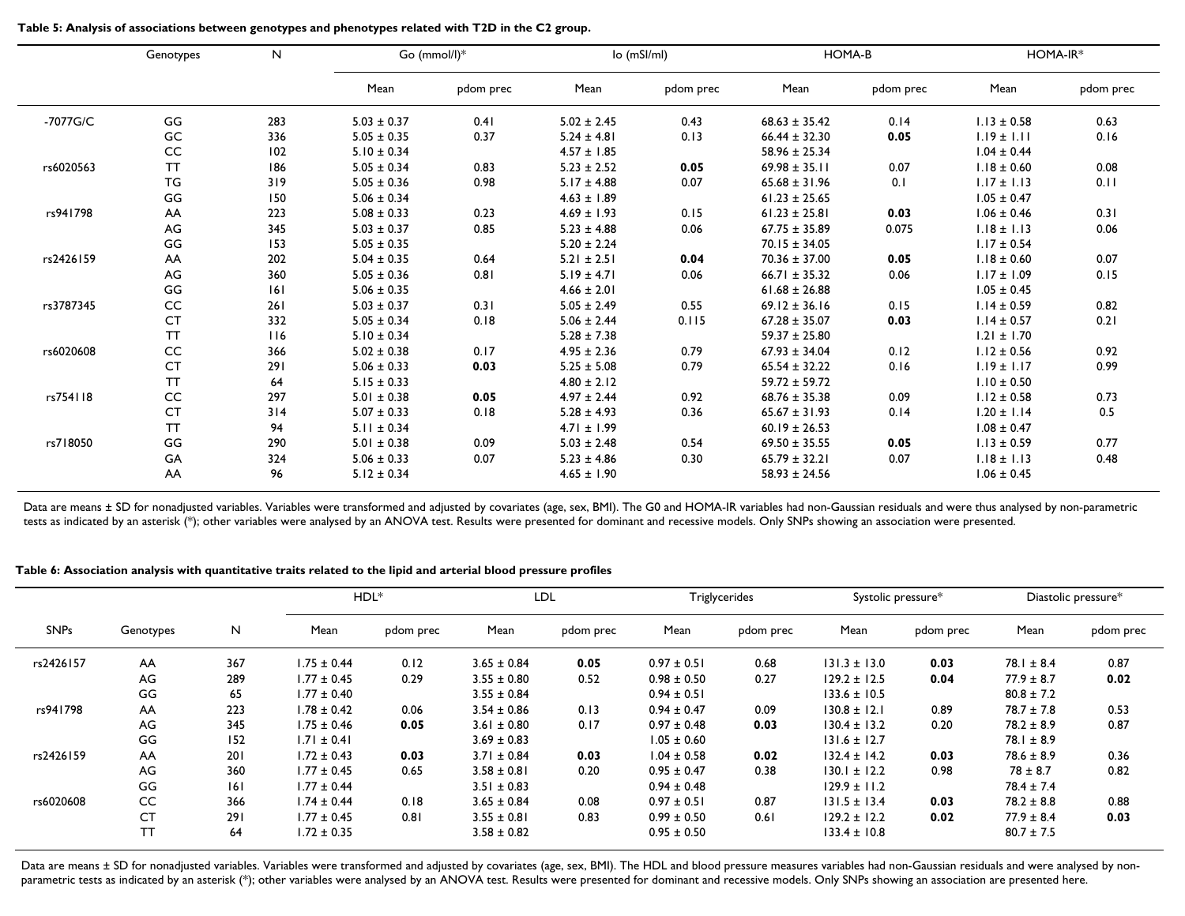**Table 5: Analysis of associations between genotypes and phenotypes related with T2D in the C2 group.**

| | Genotypes | N | Go (mmol/l)* | | Io (mSI/ml) | | HOMA-B | | HOMA-IR* | |
|---|---|---|---|---|---|---|---|---|---|---|
| | | | Mean | pdom prec | Mean | pdom prec | Mean | pdom prec | Mean | pdom prec |
| -7077G/C | GG | 283 | 5.03 ± 0.37 | 0.41 | 5.02 ± 2.45 | 0.43 | 68.63 ± 35.42 | 0.14 | 1.13 ± 0.58 | 0.63 |
| | GC | 336 | 5.05 ± 0.35 | 0.37 | 5.24 ± 4.81 | 0.13 | 66.44 ± 32.30 | **0.05** | 1.19 ± 1.11 | 0.16 |
| | CC | 102 | 5.10 ± 0.34 | | 4.57 ± 1.85 | | 58.96 ± 25.34 | | 1.04 ± 0.44 | |
| rs6020563 | TT | 186 | 5.05 ± 0.34 | 0.83 | 5.23 ± 2.52 | **0.05** | 69.98 ± 35.11 | 0.07 | 1.18 ± 0.60 | 0.08 |
| | TG | 319 | 5.05 ± 0.36 | 0.98 | 5.17 ± 4.88 | 0.07 | 65.68 ± 31.96 | 0.1 | 1.17 ± 1.13 | 0.11 |
| | GG | 150 | 5.06 ± 0.34 | | 4.63 ± 1.89 | | 61.23 ± 25.65 | | 1.05 ± 0.47 | |
| rs941798 | AA | 223 | 5.08 ± 0.33 | 0.23 | 4.69 ± 1.93 | 0.15 | 61.23 ± 25.81 | **0.03** | 1.06 ± 0.46 | 0.31 |
| | AG | 345 | 5.03 ± 0.37 | 0.85 | 5.23 ± 4.88 | 0.06 | 67.75 ± 35.89 | 0.075 | 1.18 ± 1.13 | 0.06 |
| | GG | 153 | 5.05 ± 0.35 | | 5.20 ± 2.24 | | 70.15 ± 34.05 | | 1.17 ± 0.54 | |
| rs2426159 | AA | 202 | 5.04 ± 0.35 | 0.64 | 5.21 ± 2.51 | **0.04** | 70.36 ± 37.00 | **0.05** | 1.18 ± 0.60 | 0.07 |
| | AG | 360 | 5.05 ± 0.36 | 0.81 | 5.19 ± 4.71 | 0.06 | 66.71 ± 35.32 | 0.06 | 1.17 ± 1.09 | 0.15 |
| | GG | 161 | 5.06 ± 0.35 | | 4.66 ± 2.01 | | 61.68 ± 26.88 | | 1.05 ± 0.45 | |
| rs3787345 | CC | 261 | 5.03 ± 0.37 | 0.31 | 5.05 ± 2.49 | 0.55 | 69.12 ± 36.16 | 0.15 | 1.14 ± 0.59 | 0.82 |
| | CT | 332 | 5.05 ± 0.34 | 0.18 | 5.06 ± 2.44 | 0.115 | 67.28 ± 35.07 | **0.03** | 1.14 ± 0.57 | 0.21 |
| | TT | 116 | 5.10 ± 0.34 | | 5.28 ± 7.38 | | 59.37 ± 25.80 | | 1.21 ± 1.70 | |
| rs6020608 | CC | 366 | 5.02 ± 0.38 | 0.17 | 4.95 ± 2.36 | 0.79 | 67.93 ± 34.04 | 0.12 | 1.12 ± 0.56 | 0.92 |
| | CT | 291 | 5.06 ± 0.33 | **0.03** | 5.25 ± 5.08 | 0.79 | 65.54 ± 32.22 | 0.16 | 1.19 ± 1.17 | 0.99 |
| | TT | 64 | 5.15 ± 0.33 | | 4.80 ± 2.12 | | 59.72 ± 59.72 | | 1.10 ± 0.50 | |
| rs754118 | CC | 297 | 5.01 ± 0.38 | **0.05** | 4.97 ± 2.44 | 0.92 | 68.76 ± 35.38 | 0.09 | 1.12 ± 0.58 | 0.73 |
| | CT | 314 | 5.07 ± 0.33 | 0.18 | 5.28 ± 4.93 | 0.36 | 65.67 ± 31.93 | 0.14 | 1.20 ± 1.14 | 0.5 |
| | TT | 94 | 5.11 ± 0.34 | | 4.71 ± 1.99 | | 60.19 ± 26.53 | | 1.08 ± 0.47 | |
| rs718050 | GG | 290 | 5.01 ± 0.38 | 0.09 | 5.03 ± 2.48 | 0.54 | 69.50 ± 35.55 | **0.05** | 1.13 ± 0.59 | 0.77 |
| | GA | 324 | 5.06 ± 0.33 | 0.07 | 5.23 ± 4.86 | 0.30 | 65.79 ± 32.21 | 0.07 | 1.18 ± 1.13 | 0.48 |
| | AA | 96 | 5.12 ± 0.34 | | 4.65 ± 1.90 | | 58.93 ± 24.56 | | 1.06 ± 0.45 | |

Data are means ± SD for nonadjusted variables. Variables were transformed and adjusted by covariates (age, sex, BMI). The G0 and HOMA-IR variables had non-Gaussian residuals and were thus analysed by non-parametric tests as indicated by an asterisk (*); other variables were analysed by an ANOVA test. Results were presented for dominant and recessive models. Only SNPs showing an association were presented.

**Table 6: Association analysis with quantitative traits related to the lipid and arterial blood pressure profiles**

| SNPs | Genotypes | N | HDL* | | LDL | | Triglycerides | | Systolic pressure* | | Diastolic pressure* | |
|---|---|---|---|---|---|---|---|---|---|---|---|---|
| | | | Mean | pdom prec | Mean | pdom prec | Mean | pdom prec | Mean | pdom prec | Mean | pdom prec |
| rs2426157 | AA | 367 | 1.75 ± 0.44 | 0.12 | 3.65 ± 0.84 | **0.05** | 0.97 ± 0.51 | 0.68 | 131.3 ± 13.0 | **0.03** | 78.1 ± 8.4 | 0.87 |
| | AG | 289 | 1.77 ± 0.45 | 0.29 | 3.55 ± 0.80 | 0.52 | 0.98 ± 0.50 | 0.27 | 129.2 ± 12.5 | **0.04** | 77.9 ± 8.7 | **0.02** |
| | GG | 65 | 1.77 ± 0.40 | | 3.55 ± 0.84 | | 0.94 ± 0.51 | | 133.6 ± 10.5 | | 80.8 ± 7.2 | |
| rs941798 | AA | 223 | 1.78 ± 0.42 | 0.06 | 3.54 ± 0.86 | 0.13 | 0.94 ± 0.47 | 0.09 | 130.8 ± 12.1 | 0.89 | 78.7 ± 7.8 | 0.53 |
| | AG | 345 | 1.75 ± 0.46 | **0.05** | 3.61 ± 0.80 | 0.17 | 0.97 ± 0.48 | **0.03** | 130.4 ± 13.2 | 0.20 | 78.2 ± 8.9 | 0.87 |
| | GG | 152 | 1.71 ± 0.41 | | 3.69 ± 0.83 | | 1.05 ± 0.60 | | 131.6 ± 12.7 | | 78.1 ± 8.9 | |
| rs2426159 | AA | 201 | 1.72 ± 0.43 | **0.03** | 3.71 ± 0.84 | **0.03** | 1.04 ± 0.58 | **0.02** | 132.4 ± 14.2 | **0.03** | 78.6 ± 8.9 | 0.36 |
| | AG | 360 | 1.77 ± 0.45 | 0.65 | 3.58 ± 0.81 | 0.20 | 0.95 ± 0.47 | 0.38 | 130.1 ± 12.2 | 0.98 | 78 ± 8.7 | 0.82 |
| | GG | 161 | 1.77 ± 0.44 | | 3.51 ± 0.83 | | 0.94 ± 0.48 | | 129.9 ± 11.2 | | 78.4 ± 7.4 | |
| rs6020608 | CC | 366 | 1.74 ± 0.44 | 0.18 | 3.65 ± 0.84 | 0.08 | 0.97 ± 0.51 | 0.87 | 131.5 ± 13.4 | **0.03** | 78.2 ± 8.8 | 0.88 |
| | CT | 291 | 1.77 ± 0.45 | 0.81 | 3.55 ± 0.81 | 0.83 | 0.99 ± 0.50 | 0.61 | 129.2 ± 12.2 | **0.02** | 77.9 ± 8.4 | **0.03** |
| | TT | 64 | 1.72 ± 0.35 | | 3.58 ± 0.82 | | 0.95 ± 0.50 | | 133.4 ± 10.8 | | 80.7 ± 7.5 | |

Data are means ± SD for nonadjusted variables. Variables were transformed and adjusted by covariates (age, sex, BMI). The HDL and blood pressure measures variables had non-Gaussian residuals and were analysed by non-parametric tests as indicated by an asterisk (*); other variables were analysed by an ANOVA test. Results were presented for dominant and recessive models. Only SNPs showing an association are presented here.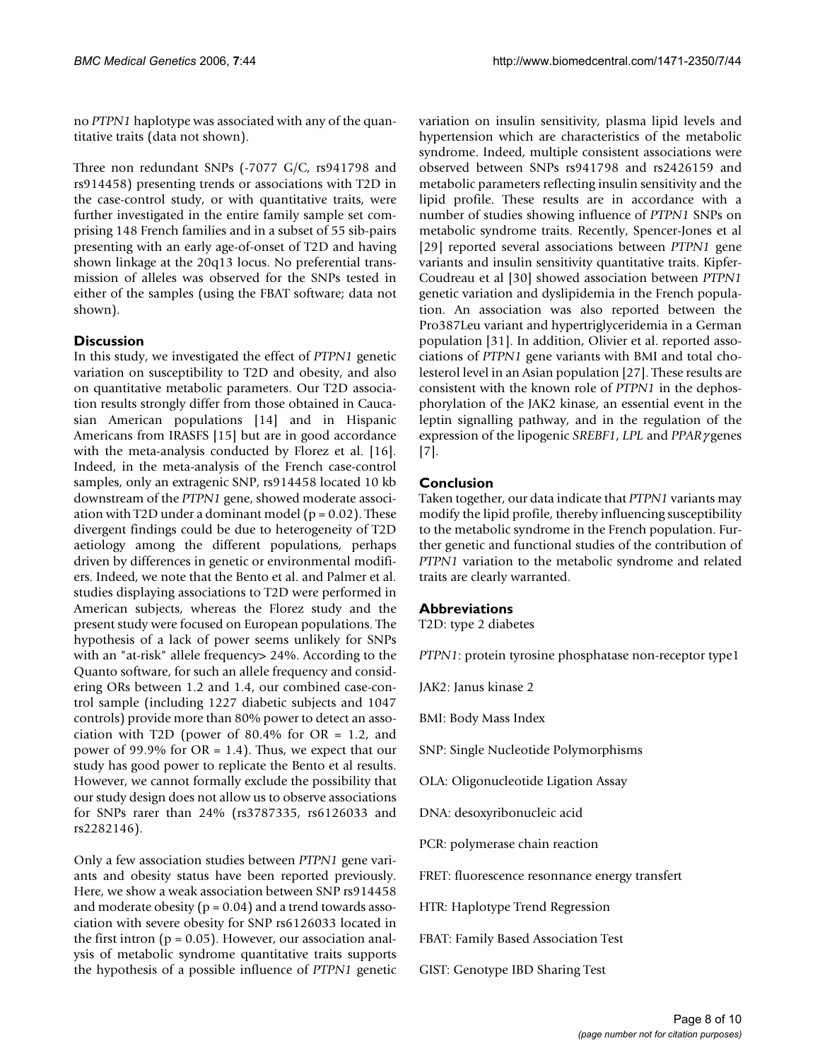no *PTPN1* haplotype was associated with any of the quantitative traits (data not shown).

Three non redundant SNPs (-7077 G/C, rs941798 and rs914458) presenting trends or associations with T2D in the case-control study, or with quantitative traits, were further investigated in the entire family sample set comprising 148 French families and in a subset of 55 sib-pairs presenting with an early age-of-onset of T2D and having shown linkage at the 20q13 locus. No preferential transmission of alleles was observed for the SNPs tested in either of the samples (using the FBAT software; data not shown).

## Discussion

In this study, we investigated the effect of *PTPN1* genetic variation on susceptibility to T2D and obesity, and also on quantitative metabolic parameters. Our T2D association results strongly differ from those obtained in Caucasian American populations [14] and in Hispanic Americans from IRASFS [15] but are in good accordance with the meta-analysis conducted by Florez et al. [16]. Indeed, in the meta-analysis of the French case-control samples, only an extragenic SNP, rs914458 located 10 kb downstream of the *PTPN1* gene, showed moderate association with T2D under a dominant model ($p = 0.02$). These divergent findings could be due to heterogeneity of T2D aetiology among the different populations, perhaps driven by differences in genetic or environmental modifiers. Indeed, we note that the Bento et al. and Palmer et al. studies displaying associations to T2D were performed in American subjects, whereas the Florez study and the present study were focused on European populations. The hypothesis of a lack of power seems unlikely for SNPs with an "at-risk" allele frequency> 24%. According to the Quanto software, for such an allele frequency and considering ORs between 1.2 and 1.4, our combined case-control sample (including 1227 diabetic subjects and 1047 controls) provide more than 80% power to detect an association with T2D (power of 80.4% for OR = 1.2, and power of 99.9% for OR = 1.4). Thus, we expect that our study has good power to replicate the Bento et al results. However, we cannot formally exclude the possibility that our study design does not allow us to observe associations for SNPs rarer than 24% (rs3787335, rs6126033 and rs2282146).

Only a few association studies between *PTPN1* gene variants and obesity status have been reported previously. Here, we show a weak association between SNP rs914458 and moderate obesity ($p = 0.04$) and a trend towards association with severe obesity for SNP rs6126033 located in the first intron ($p = 0.05$). However, our association analysis of metabolic syndrome quantitative traits supports the hypothesis of a possible influence of *PTPN1* genetic variation on insulin sensitivity, plasma lipid levels and hypertension which are characteristics of the metabolic syndrome. Indeed, multiple consistent associations were observed between SNPs rs941798 and rs2426159 and metabolic parameters reflecting insulin sensitivity and the lipid profile. These results are in accordance with a number of studies showing influence of *PTPN1* SNPs on metabolic syndrome traits. Recently, Spencer-Jones et al [29] reported several associations between *PTPN1* gene variants and insulin sensitivity quantitative traits. Kipfer-Coudreau et al [30] showed association between *PTPN1* genetic variation and dyslipidemia in the French population. An association was also reported between the Pro387Leu variant and hypertriglyceridemia in a German population [31]. In addition, Olivier et al. reported associations of *PTPN1* gene variants with BMI and total cholesterol level in an Asian population [27]. These results are consistent with the known role of *PTPN1* in the dephosphorylation of the JAK2 kinase, an essential event in the leptin signalling pathway, and in the regulation of the expression of the lipogenic *SREBF1*, *LPL* and *PPAR$\gamma$* genes [7].

## Conclusion

Taken together, our data indicate that *PTPN1* variants may modify the lipid profile, thereby influencing susceptibility to the metabolic syndrome in the French population. Further genetic and functional studies of the contribution of *PTPN1* variation to the metabolic syndrome and related traits are clearly warranted.

## Abbreviations

T2D: type 2 diabetes

*PTPN1*: protein tyrosine phosphatase non-receptor type1

JAK2: Janus kinase 2

BMI: Body Mass Index

SNP: Single Nucleotide Polymorphisms

OLA: Oligonucleotide Ligation Assay

DNA: desoxyribonucleic acid

PCR: polymerase chain reaction

FRET: fluorescence resonnance energy transfert

HTR: Haplotype Trend Regression

FBAT: Family Based Association Test

GIST: Genotype IBD Sharing Test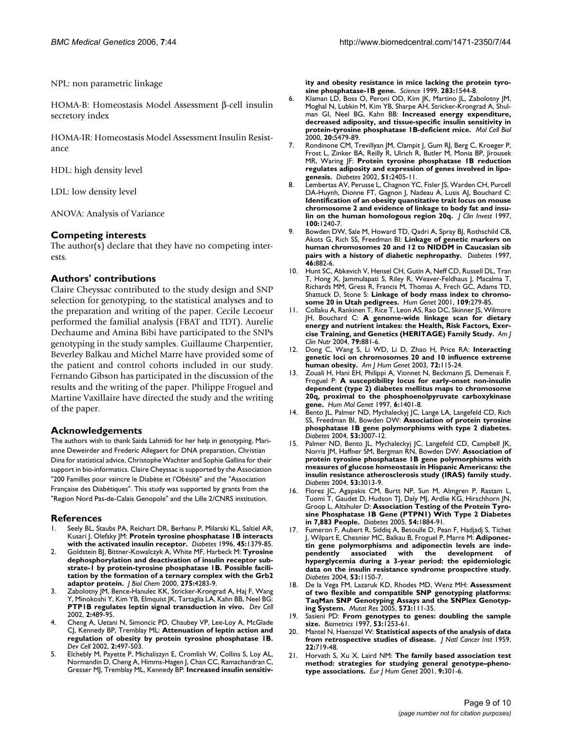NPL: non parametric linkage

HOMA-B: Homeostasis Model Assessment β-cell insulin secretory index

HOMA-IR: Homeostasis Model Assessment Insulin Resistance

HDL: high density level

LDL: low density level

ANOVA: Analysis of Variance

## Competing interests

The author(s) declare that they have no competing interests.

## Authors' contributions

Claire Cheyssac contributed to the study design and SNP selection for genotyping, to the statistical analyses and to the preparation and writing of the paper. Cecile Lecoeur performed the familial analysis (FBAT and TDT). Aurelie Dechaume and Amina Bibi have participated to the SNPs genotyping in the study samples. Guillaume Charpentier, Beverley Balkau and Michel Marre have provided some of the patient and control cohorts included in our study. Fernando Gibson has participated in the discussion of the results and the writing of the paper. Philippe Froguel and Martine Vaxillaire have directed the study and the writing of the paper.

## Acknowledgements

The authors wish to thank Saida Lahmidi for her help in genotyping, Marianne Deweirder and Frederic Allegaert for DNA preparation, Christian Dina for statistical advice, Christophe Wachter and Sophie Gallina for their support in bio-informatics. Claire Cheyssac is supported by the Association "200 Familles pour vaincre le Diabète et l'Obésité" and the "Association Française des Diabétiques". This study was supported by grants from the "Region Nord Pas-de-Calais Genopole" and the Lille 2/CNRS institution.

## References

1. Seely BL, Staubs PA, Reichart DR, Berhanu P, Milarski KL, Saltiel AR, Kusari J, Olefsky JM: **Protein tyrosine phosphatase 1B interacts with the activated insulin receptor.** *Diabetes* 1996, **45:**1379-85.
2. Goldstein BJ, Bittner-Kowalczyk A, White MF, Harbeck M: **Tyrosine dephosphorylation and deactivation of insulin receptor substrate-1 by protein-tyrosine phosphatase 1B. Possible facilitation by the formation of a ternary complex with the Grb2 adaptor protein.** *J Biol Chem* 2000, **275:**4283-9.
3. Zabolotny JM, Bence-Hanulec KK, Stricker-Krongrad A, Haj F, Wang Y, Minokoshi Y, Kim YB, Elmquist JK, Tartaglia LA, Kahn BB, Neel BG: **PTP1B regulates leptin signal transduction in vivo.** *Dev Cell* 2002, **2:**489-95.
4. Cheng A, Uetani N, Simoncic PD, Chaubey VP, Lee-Loy A, McGlade CJ, Kennedy BP, Tremblay ML: **Attenuation of leptin action and regulation of obesity by protein tyrosine phosphatase 1B.** *Dev Cell* 2002, **2:**497-503.
5. Elchebly M, Payette P, Michaliszyn E, Cromlish W, Collins S, Loy AL, Normandin D, Cheng A, Himms-Hagen J, Chan CC, Ramachandran C, Gresser MJ, Tremblay ML, Kennedy BP: **Increased insulin sensitivity and obesity resistance in mice lacking the protein tyrosine phosphatase-1B gene.** *Science* 1999, **283:**1544-8.
6. Klaman LD, Boss O, Peroni OD, Kim JK, Martino JL, Zabolotny JM, Moghal N, Lubkin M, Kim YB, Sharpe AH, Stricker-Krongrad A, Shulman GI, Neel BG, Kahn BB: **Increased energy expenditure, decreased adiposity, and tissue-specific insulin sensitivity in protein-tyrosine phosphatase 1B-deficient mice.** *Mol Cell Biol* 2000, **20:**5479-89.
7. Rondinone CM, Trevillyan JM, Clampit J, Gum RJ, Berg C, Kroeger P, Frost L, Zinker BA, Reilly R, Ulrich R, Butler M, Monia BP, Jirousek MR, Waring JF: **Protein tyrosine phosphatase 1B reduction regulates adiposity and expression of genes involved in lipogenesis.** *Diabetes* 2002, **51:**2405-11.
8. Lembertas AV, Perusse L, Chagnon YC, Fisler JS, Warden CH, Purcell DA-Huynh, Dionne FT, Gagnon J, Nadeau A, Lusis AJ, Bouchard C: **Identification of an obesity quantitative trait locus on mouse chromosome 2 and evidence of linkage to body fat and insulin on the human homologous region 20q.** *J Clin Invest* 1997, **100:**1240-7.
9. Bowden DW, Sale M, Howard TD, Qadri A, Spray BJ, Rothschild CB, Akots G, Rich SS, Freedman BI: **Linkage of genetic markers on human chromosomes 20 and 12 to NIDDM in Caucasian sib pairs with a history of diabetic nephropathy.** *Diabetes* 1997, **46:**882-6.
10. Hunt SC, Abkevich V, Hensel CH, Gutin A, Neff CD, Russell DL, Tran T, Hong X, Jammulapati S, Riley R, Weaver-Feldhaus J, Macalma T, Richards MM, Gress R, Francis M, Thomas A, Frech GC, Adams TD, Shattuck D, Stone S: **Linkage of body mass index to chromosome 20 in Utah pedigrees.** *Hum Genet* 2001, **109:**279-85.
11. Collaku A, Rankinen T, Rice T, Leon AS, Rao DC, Skinner JS, Wilmore JH, Bouchard C: **A genome-wide linkage scan for dietary energy and nutrient intakes: the Health, Risk Factors, Exercise Training, and Genetics (HERITAGE) Family Study.** *Am J Clin Nutr* 2004, **79:**881-6.
12. Dong C, Wang S, Li WD, Li D, Zhao H, Price RA: **Interacting genetic loci on chromosomes 20 and 10 influence extreme human obesity.** *Am J Hum Genet* 2003, **72:**115-24.
13. Zouali H, Hani EH, Philippi A, Vionnet N, Beckmann JS, Demenais F, Froguel P: **A susceptibility locus for early-onset non-insulin dependent (type 2) diabetes mellitus maps to chromosome 20q, proximal to the phosphoenolpyruvate carboxykinase gene.** *Hum Mol Genet* 1997, **6:**1401-8.
14. Bento JL, Palmer ND, Mychaleckyj JC, Lange LA, Langefeld CD, Rich SS, Freedman BI, Bowden DW: **Association of protein tyrosine phosphatase 1B gene polymorphisms with type 2 diabetes.** *Diabetes* 2004, **53:**3007-12.
15. Palmer ND, Bento JL, Mychaleckyj JC, Langefeld CD, Campbell JK, Norris JM, Haffner SM, Bergman RN, Bowden DW: **Association of protein tyrosine phosphatase 1B gene polymorphisms with measures of glucose homeostasis in Hispanic Americans: the insulin resistance atherosclerosis study (IRAS) family study.** *Diabetes* 2004, **53:**3013-9.
16. Florez JC, Agapakis CM, Burtt NP, Sun M, Almgren P, Rastam L, Tuomi T, Gaudet D, Hudson TJ, Daly MJ, Ardlie KG, Hirschhorn JN, Groop L, Altshuler D: **Association Testing of the Protein Tyrosine Phosphatase 1B Gene (PTPN1) With Type 2 Diabetes in 7,883 People.** *Diabetes* 2005, **54:**1884-91.
17. Fumeron F, Aubert R, Siddiq A, Betoulle D, Pean F, Hadjadj S, Tichet J, Wilpart E, Chesnier MC, Balkau B, Froguel P, Marre M: **Adiponectin gene polymorphisms and adiponectin levels are independently associated with the development of hyperglycemia during a 3-year period: the epidemiologic data on the insulin resistance syndrome prospective study.** *Diabetes* 2004, **53:**1150-7.
18. De la Vega FM, Lazaruk KD, Rhodes MD, Wenz MH: **Assessment of two flexible and compatible SNP genotyping platforms: TaqMan SNP Genotyping Assays and the SNPlex Genotyping System.** *Mutat Res* 2005, **573:**111-35.
19. Sasieni PD: **From genotypes to genes: doubling the sample size.** *Biometrics* 1997, **53:**1253-61.
20. Mantel N, Haenszel W: **Statistical aspects of the analysis of data from retrospective studies of disease.** *J Natl Cancer Inst* 1959, **22:**719-48.
21. Horvath S, Xu X, Laird NM: **The family based association test method: strategies for studying general genotype–phenotype associations.** *Eur J Hum Genet* 2001, **9:**301-6.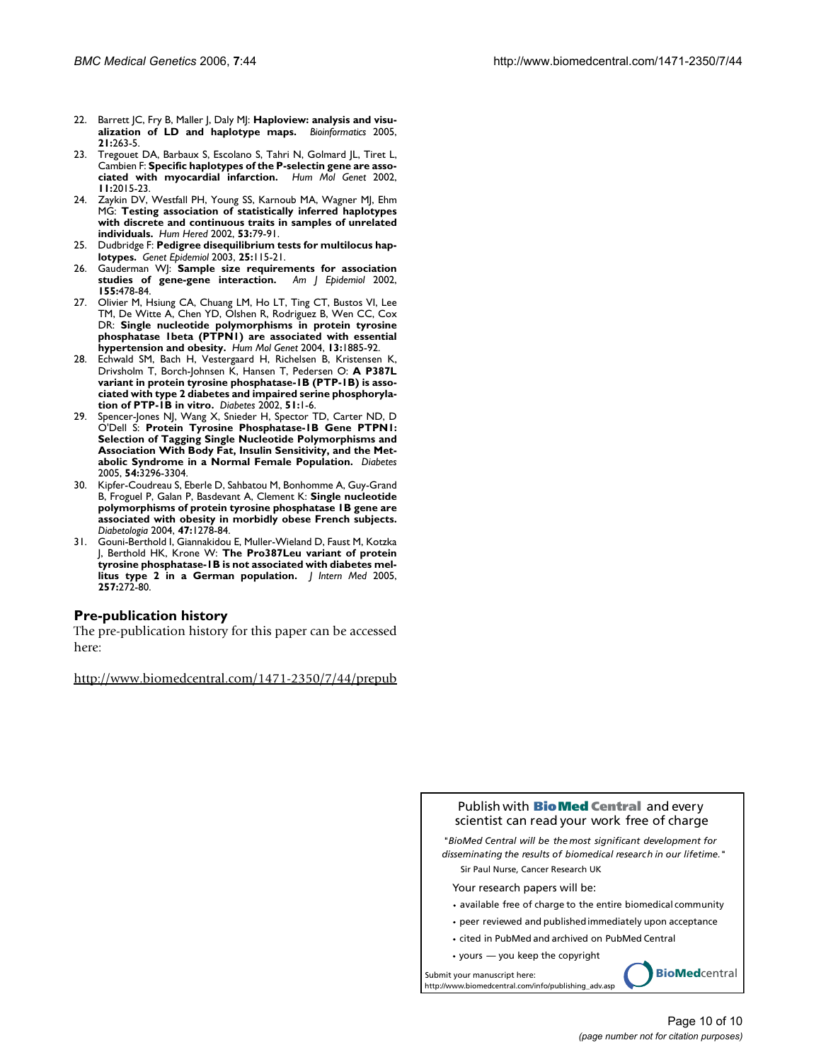22. Barrett JC, Fry B, Maller J, Daly MJ: **Haploview: analysis and visualization of LD and haplotype maps.** *Bioinformatics* 2005, **21:**263-5.
23. Tregouet DA, Barbaux S, Escolano S, Tahri N, Golmard JL, Tiret L, Cambien F: **Specific haplotypes of the P-selectin gene are associated with myocardial infarction.** *Hum Mol Genet* 2002, **11:**2015-23.
24. Zaykin DV, Westfall PH, Young SS, Karnoub MA, Wagner MJ, Ehm MG: **Testing association of statistically inferred haplotypes with discrete and continuous traits in samples of unrelated individuals.** *Hum Hered* 2002, **53:**79-91.
25. Dudbridge F: **Pedigree disequilibrium tests for multilocus haplotypes.** *Genet Epidemiol* 2003, **25:**115-21.
26. Gauderman WJ: **Sample size requirements for association studies of gene-gene interaction.** *Am J Epidemiol* 2002, **155:**478-84.
27. Olivier M, Hsiung CA, Chuang LM, Ho LT, Ting CT, Bustos VI, Lee TM, De Witte A, Chen YD, Olshen R, Rodriguez B, Wen CC, Cox DR: **Single nucleotide polymorphisms in protein tyrosine phosphatase 1beta (PTPN1) are associated with essential hypertension and obesity.** *Hum Mol Genet* 2004, **13:**1885-92.
28. Echwald SM, Bach H, Vestergaard H, Richelsen B, Kristensen K, Drivsholm T, Borch-Johnsen K, Hansen T, Pedersen O: **A P387L variant in protein tyrosine phosphatase-1B (PTP-1B) is associated with type 2 diabetes and impaired serine phosphorylation of PTP-1B in vitro.** *Diabetes* 2002, **51:**1-6.
29. Spencer-Jones NJ, Wang X, Snieder H, Spector TD, Carter ND, D O'Dell S: **Protein Tyrosine Phosphatase-1B Gene PTPN1: Selection of Tagging Single Nucleotide Polymorphisms and Association With Body Fat, Insulin Sensitivity, and the Metabolic Syndrome in a Normal Female Population.** *Diabetes* 2005, **54:**3296-3304.
30. Kipfer-Coudreau S, Eberle D, Sahbatou M, Bonhomme A, Guy-Grand B, Froguel P, Galan P, Basdevant A, Clement K: **Single nucleotide polymorphisms of protein tyrosine phosphatase 1B gene are associated with obesity in morbidly obese French subjects.** *Diabetologia* 2004, **47:**1278-84.
31. Gouni-Berthold I, Giannakidou E, Muller-Wieland D, Faust M, Kotzka J, Berthold HK, Krone W: **The Pro387Leu variant of protein tyrosine phosphatase-1B is not associated with diabetes mellitus type 2 in a German population.** *J Intern Med* 2005, **257:**272-80.

## Pre-publication history

The pre-publication history for this paper can be accessed here:

http://www.biomedcentral.com/1471-2350/7/44/prepub

Publish with **BioMed Central** and every scientist can read your work free of charge

*"BioMed Central will be the most significant development for disseminating the results of biomedical research in our lifetime."*

Sir Paul Nurse, Cancer Research UK

Your research papers will be:

- available free of charge to the entire biomedical community
- peer reviewed and published immediately upon acceptance
- cited in PubMed and archived on PubMed Central
- yours — you keep the copyright

Submit your manuscript here:
http://www.biomedcentral.com/info/publishing_adv.asp

**BioMed**central